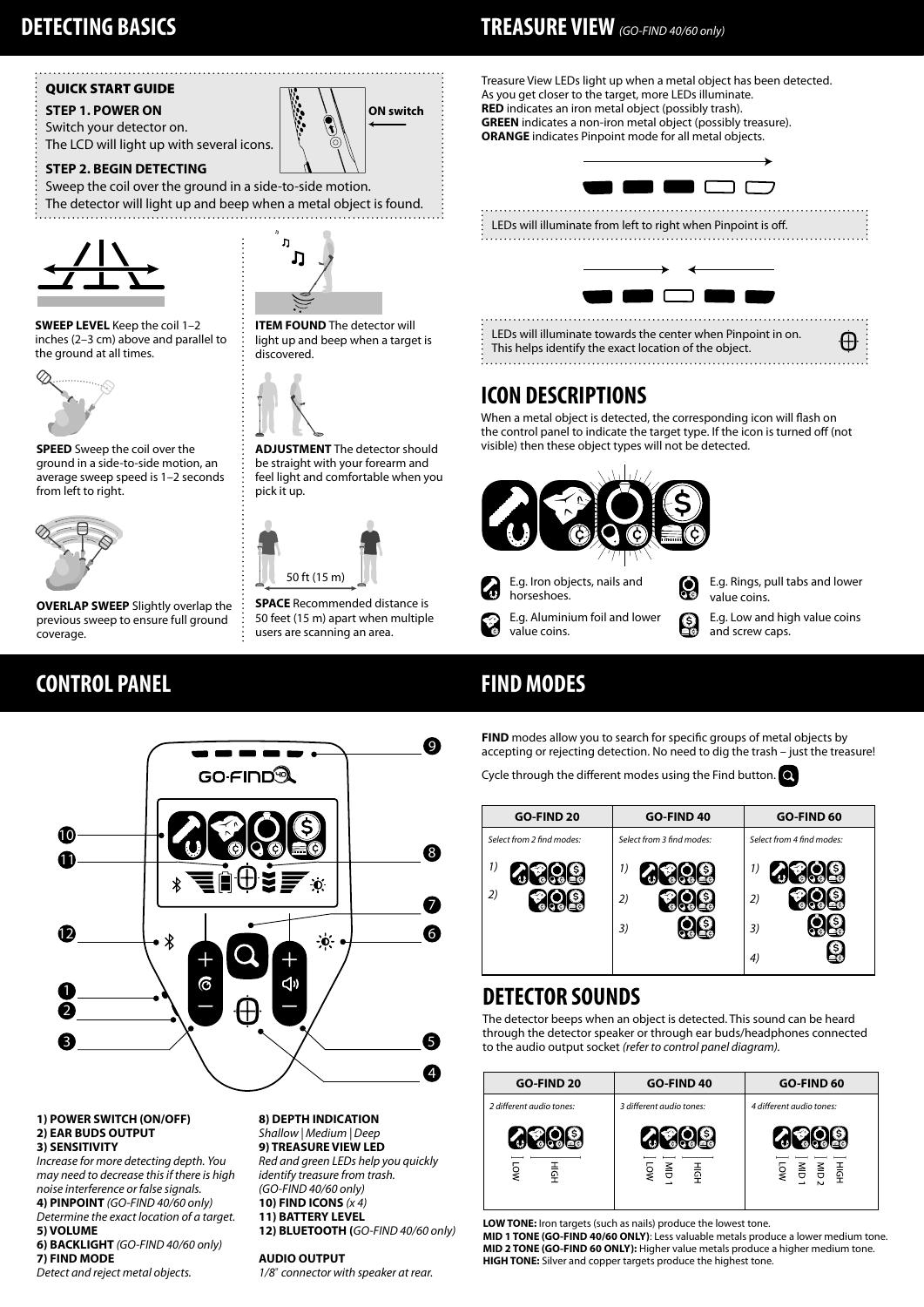# DETECTING BASICS

### QUICK START GUIDE

**STEP 1. POWER ON**
Switch your detector on.
The LCD will light up with several icons.

ON switch

**STEP 2. BEGIN DETECTING**
Sweep the coil over the ground in a side-to-side motion.
The detector will light up and beep when a metal object is found.

**SWEEP LEVEL** Keep the coil 1–2 inches (2–3 cm) above and parallel to the ground at all times.

**SPEED** Sweep the coil over the ground in a side-to-side motion, an average sweep speed is 1–2 seconds from left to right.

**OVERLAP SWEEP** Slightly overlap the previous sweep to ensure full ground coverage.

**ITEM FOUND** The detector will light up and beep when a target is discovered.

**ADJUSTMENT** The detector should be straight with your forearm and feel light and comfortable when you pick it up.

50 ft (15 m)

**SPACE** Recommended distance is 50 feet (15 m) apart when multiple users are scanning an area.

# TREASURE VIEW *(GO-FIND 40/60 only)*

Treasure View LEDs light up when a metal object has been detected.
As you get closer to the target, more LEDs illuminate.
**RED** indicates an iron metal object (possibly trash).
**GREEN** indicates a non-iron metal object (possibly treasure).
**ORANGE** indicates Pinpoint mode for all metal objects.

LEDs will illuminate from left to right when Pinpoint is off.

LEDs will illuminate towards the center when Pinpoint in on.
This helps identify the exact location of the object.

## ICON DESCRIPTIONS

When a metal object is detected, the corresponding icon will flash on the control panel to indicate the target type. If the icon is turned off (not visible) then these object types will not be detected.

- E.g. Iron objects, nails and horseshoes.
- E.g. Aluminium foil and lower value coins.
- E.g. Rings, pull tabs and lower value coins.
- E.g. Low and high value coins and screw caps.

# CONTROL PANEL

**1) POWER SWITCH (ON/OFF)**
**2) EAR BUDS OUTPUT**
**3) SENSITIVITY**
*Increase for more detecting depth. You may need to decrease this if there is high noise interference or false signals.*
**4) PINPOINT** *(GO-FIND 40/60 only)*
*Determine the exact location of a target.*
**5) VOLUME**
**6) BACKLIGHT** *(GO-FIND 40/60 only)*
**7) FIND MODE**
*Detect and reject metal objects.*
**8) DEPTH INDICATION**
*Shallow | Medium | Deep*
**9) TREASURE VIEW LED**
*Red and green LEDs help you quickly identify treasure from trash. (GO-FIND 40/60 only)*
**10) FIND ICONS** *(x 4)*
**11) BATTERY LEVEL**
**12) BLUETOOTH (***GO-FIND 40/60 only***)**

**AUDIO OUTPUT**
*1/8" connector with speaker at rear.*

# FIND MODES

**FIND** modes allow you to search for specific groups of metal objects by accepting or rejecting detection. No need to dig the trash – just the treasure!

Cycle through the different modes using the Find button.

| GO-FIND 20 | GO-FIND 40 | GO-FIND 60 |
|---|---|---|
| *Select from 2 find modes:* | *Select from 3 find modes:* | *Select from 4 find modes:* |
| 1) | 1) | 1) |
| 2) | 2) | 2) |
| | 3) | 3) |
| | | 4) |

## DETECTOR SOUNDS

The detector beeps when an object is detected. This sound can be heard through the detector speaker or through ear buds/headphones connected to the audio output socket *(refer to control panel diagram).*

| GO-FIND 20 | GO-FIND 40 | GO-FIND 60 |
|---|---|---|
| *2 different audio tones:* | *3 different audio tones:* | *4 different audio tones:* |
| LOW, HIGH | LOW, MID 1, HIGH | LOW, MID 1, MID 2, HIGH |

**LOW TONE:** Iron targets (such as nails) produce the lowest tone.
**MID 1 TONE (GO-FIND 40/60 ONLY)**: Less valuable metals produce a lower medium tone.
**MID 2 TONE (GO-FIND 60 ONLY):** Higher value metals produce a higher medium tone.
**HIGH TONE:** Silver and copper targets produce the highest tone.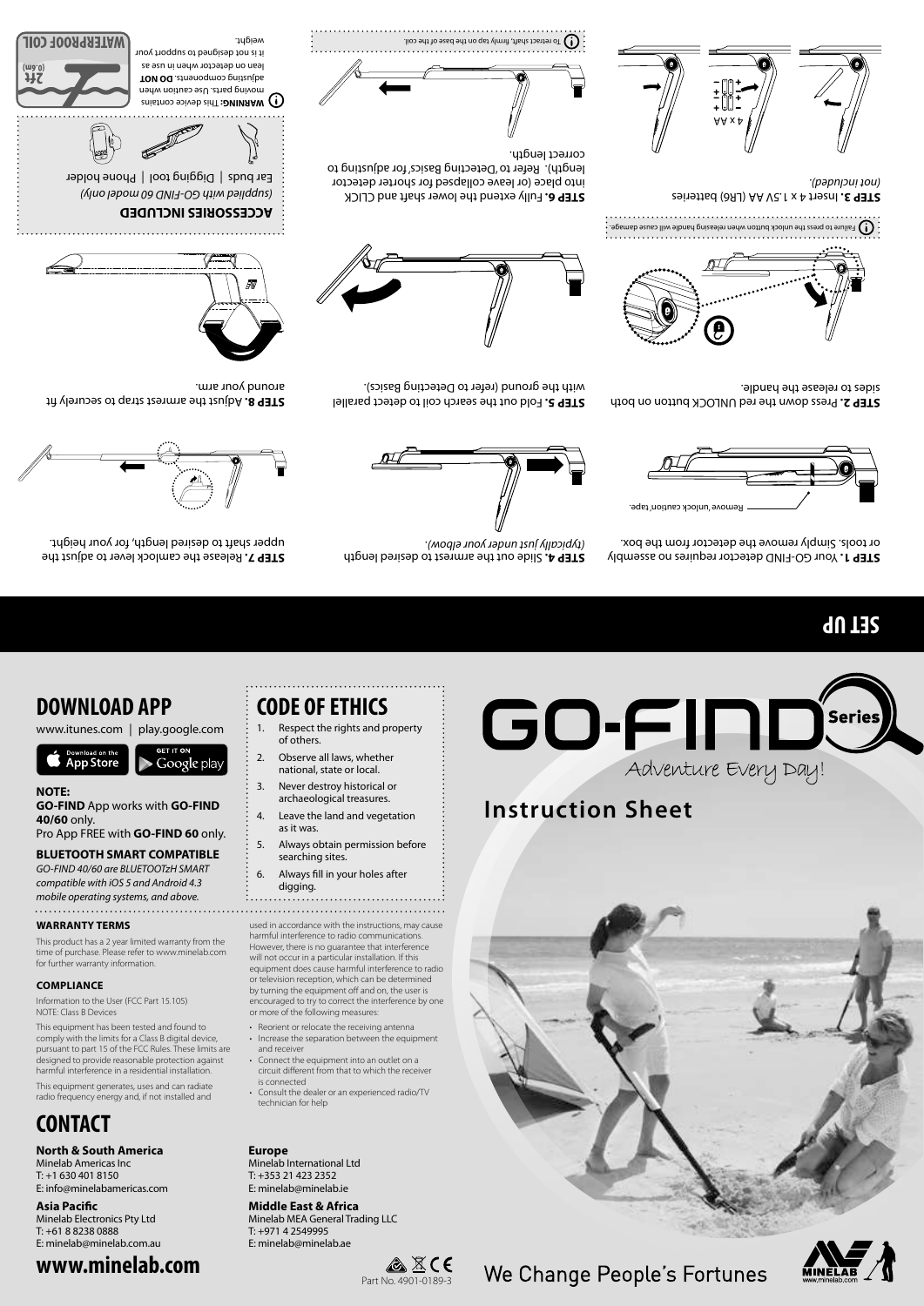## SET UP

**STEP 1.** Your GO-FIND detector requires no assembly or tools. Simply remove the detector from the box.

Remove 'unlock caution' tape.

**STEP 2.** Press down the red UNLOCK button on both sides to release the handle.

Failure to press the unlock button when releasing handle will cause damage.

**STEP 3.** Insert 4 x 1.5V AA (LR6) batteries *(not included).*

4 x AA

**STEP 4.** Slide out the armrest to desired length *(typically just under your elbow).*

**STEP 5.** Fold out the search coil to detect parallel with the ground (refer to Detecting Basics).

**STEP 6.** Fully extend the lower shaft and CLICK into place (or leave collapsed for shorter detector length). Refer to 'Detecting Basics' for adjusting to correct length.

To retract shaft, firmly tap on the base of the coil.

**STEP 7.** Release the camlock lever to adjust the upper shaft to desired length, for your height.

**STEP 8.** Adjust the armrest strap to securely fit around your arm.

### ACCESSORIES INCLUDED

*(supplied with GO-FIND 60 model only)*

Ear buds | Digging tool | Phone holder

**WARNING:** This device contains moving parts. Use caution when adjusting components. **DO NOT** lean on detector when in use as it is not designed to support your weight.

WATERPROOF COIL 2ft (0.6m)

# GO-FIND Series

Adventure Every Day!

## Instruction Sheet

## DOWNLOAD APP

www.itunes.com | play.google.com

Download on the App Store | GET IT ON Google play

**NOTE:**

**GO-FIND** App works with **GO-FIND 40/60** only.
Pro App FREE with **GO-FIND 60** only.

**BLUETOOTH SMART COMPATIBLE**

*GO-FIND 40/60 are BLUETOOTzH SMART compatible with iOS 5 and Android 4.3 mobile operating systems, and above.*

## CODE OF ETHICS

1. Respect the rights and property of others.
2. Observe all laws, whether national, state or local.
3. Never destroy historical or archaeological treasures.
4. Leave the land and vegetation as it was.
5. Always obtain permission before searching sites.
6. Always fill in your holes after digging.

### WARRANTY TERMS

This product has a 2 year limited warranty from the time of purchase. Please refer to www.minelab.com for further warranty information.

### COMPLIANCE

Information to the User (FCC Part 15.105)
NOTE: Class B Devices

This equipment has been tested and found to comply with the limits for a Class B digital device, pursuant to part 15 of the FCC Rules. These limits are designed to provide reasonable protection against harmful interference in a residential installation.

This equipment generates, uses and can radiate radio frequency energy and, if not installed and used in accordance with the instructions, may cause harmful interference to radio communications. However, there is no guarantee that interference will not occur in a particular installation. If this equipment does cause harmful interference to radio or television reception, which can be determined by turning the equipment off and on, the user is encouraged to try to correct the interference by one or more of the following measures:

- Reorient or relocate the receiving antenna
- Increase the separation between the equipment and receiver
- Connect the equipment into an outlet on a circuit different from that to which the receiver is connected
- Consult the dealer or an experienced radio/TV technician for help

## CONTACT

**North & South America**
Minelab Americas Inc
T: +1 630 401 8150
E: info@minelabamericas.com

**Asia Pacific**
Minelab Electronics Pty Ltd
T: +61 8 8238 0888
E: minelab@minelab.com.au

**Europe**
Minelab International Ltd
T: +353 21 423 2352
E: minelab@minelab.ie

**Middle East & Africa**
Minelab MEA General Trading LLC
T: +971 4 2549995
E: minelab@minelab.ae

**www.minelab.com**

Part No. 4901-0189-3

We Change People's Fortunes

MINELAB www.minelab.com